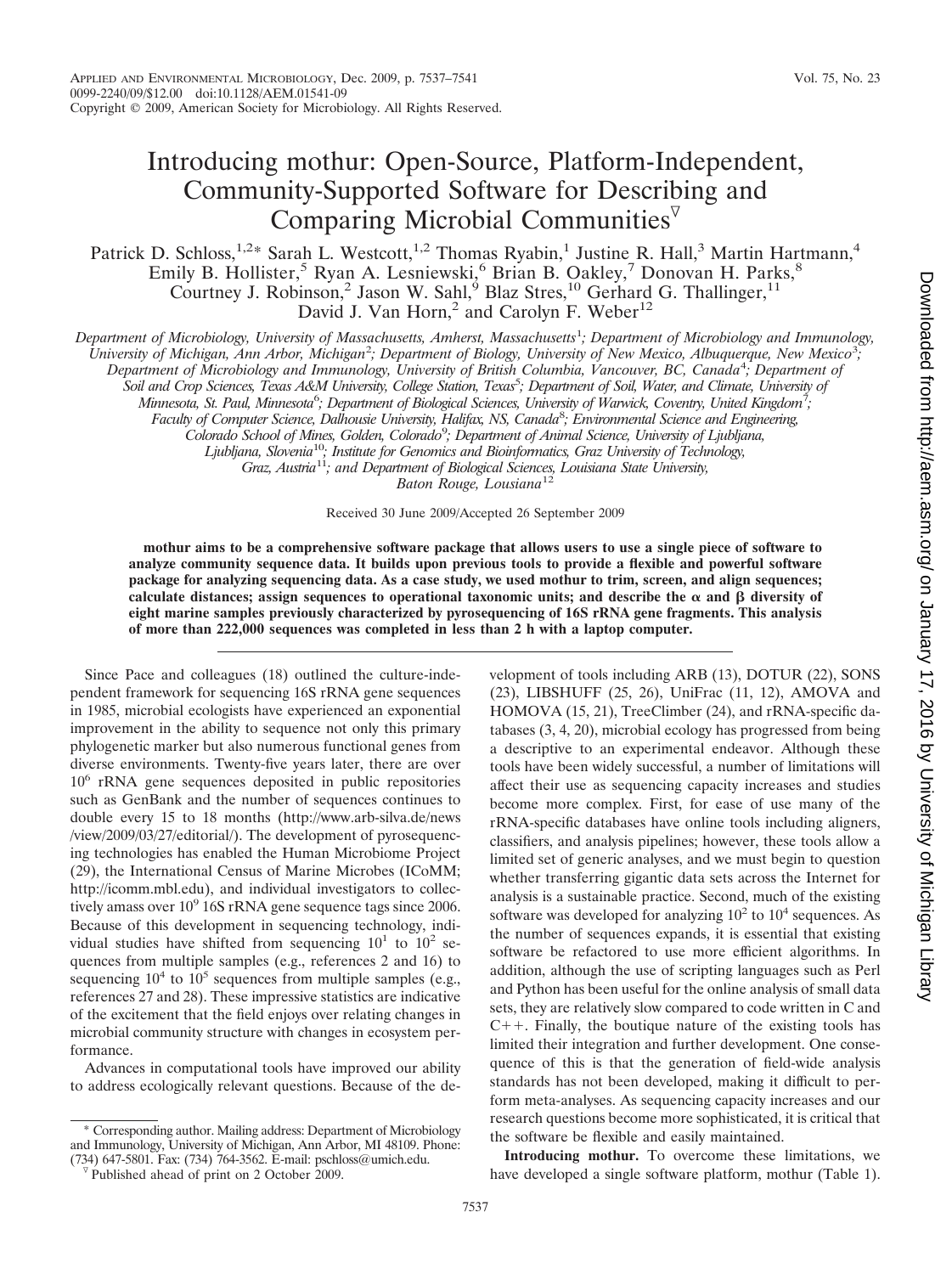# Introducing mothur: Open-Source, Platform-Independent, Community-Supported Software for Describing and Comparing Microbial Communities[▽]

Patrick D. Schloss,[1,2]* Sarah L. Westcott,[1,2] Thomas Ryabin,[1] Justine R. Hall,[3] Martin Hartmann,[4] Emily B. Hollister,[5] Ryan A. Lesniewski,[6] Brian B. Oakley,[7] Donovan H. Parks,[8] Courtney J. Robinson,[2] Jason W. Sahl,[9] Blaz Stres,[10] Gerhard G. Thallinger,[11] David J. Van Horn,[2] and Carolyn F. Weber[12]

*Department of Microbiology, University of Massachusetts, Amherst, Massachusetts[1]; Department of Microbiology and Immunology, University of Michigan, Ann Arbor, Michigan[2]; Department of Biology, University of New Mexico, Albuquerque, New Mexico[3]; Department of Microbiology and Immunology, University of British Columbia, Vancouver, BC, Canada[4]; Department of Soil and Crop Sciences, Texas A&M University, College Station, Texas[5]; Department of Soil, Water, and Climate, University of Minnesota, St. Paul, Minnesota[6]; Department of Biological Sciences, University of Warwick, Coventry, United Kingdom[7]; Faculty of Computer Science, Dalhousie University, Halifax, NS, Canada[8]; Environmental Science and Engineering, Colorado School of Mines, Golden, Colorado[9]; Department of Animal Science, University of Ljubljana, Ljubljana, Slovenia[10]; Institute for Genomics and Bioinformatics, Graz University of Technology, Graz, Austria[11]; and Department of Biological Sciences, Louisiana State University, Baton Rouge, Louisiana[12]*

Received 30 June 2009/Accepted 26 September 2009

**mothur aims to be a comprehensive software package that allows users to use a single piece of software to analyze community sequence data. It builds upon previous tools to provide a flexible and powerful software package for analyzing sequencing data. As a case study, we used mothur to trim, screen, and align sequences; calculate distances; assign sequences to operational taxonomic units; and describe the α and β diversity of eight marine samples previously characterized by pyrosequencing of 16S rRNA gene fragments. This analysis of more than 222,000 sequences was completed in less than 2 h with a laptop computer.**

Since Pace and colleagues (18) outlined the culture-independent framework for sequencing 16S rRNA gene sequences in 1985, microbial ecologists have experienced an exponential improvement in the ability to sequence not only this primary phylogenetic marker but also numerous functional genes from diverse environments. Twenty-five years later, there are over $10^6$ rRNA gene sequences deposited in public repositories such as GenBank and the number of sequences continues to double every 15 to 18 months (http://www.arb-silva.de/news/view/2009/03/27/editorial/). The development of pyrosequencing technologies has enabled the Human Microbiome Project (29), the International Census of Marine Microbes (ICoMM; http://icomm.mbl.edu), and individual investigators to collectively amass over $10^9$ 16S rRNA gene sequence tags since 2006. Because of this development in sequencing technology, individual studies have shifted from sequencing $10^1$ to $10^2$ sequences from multiple samples (e.g., references 2 and 16) to sequencing $10^4$ to $10^5$ sequences from multiple samples (e.g., references 27 and 28). These impressive statistics are indicative of the excitement that the field enjoys over relating changes in microbial community structure with changes in ecosystem performance.

Advances in computational tools have improved our ability to address ecologically relevant questions. Because of the development of tools including ARB (13), DOTUR (22), SONS (23), LIBSHUFF (25, 26), UniFrac (11, 12), AMOVA and HOMOVA (15, 21), TreeClimber (24), and rRNA-specific databases (3, 4, 20), microbial ecology has progressed from being a descriptive to an experimental endeavor. Although these tools have been widely successful, a number of limitations will affect their use as sequencing capacity increases and studies become more complex. First, for ease of use many of the rRNA-specific databases have online tools including aligners, classifiers, and analysis pipelines; however, these tools allow a limited set of generic analyses, and we must begin to question whether transferring gigantic data sets across the Internet for analysis is a sustainable practice. Second, much of the existing software was developed for analyzing $10^2$ to $10^4$ sequences. As the number of sequences expands, it is essential that existing software be refactored to use more efficient algorithms. In addition, although the use of scripting languages such as Perl and Python has been useful for the online analysis of small data sets, they are relatively slow compared to code written in C and C++. Finally, the boutique nature of the existing tools has limited their integration and further development. One consequence of this is that the generation of field-wide analysis standards has not been developed, making it difficult to perform meta-analyses. As sequencing capacity increases and our research questions become more sophisticated, it is critical that the software be flexible and easily maintained.

**Introducing mothur.** To overcome these limitations, we have developed a single software platform, mothur (Table 1).

---

\* Corresponding author. Mailing address: Department of Microbiology and Immunology, University of Michigan, Ann Arbor, MI 48109. Phone: (734) 647-5801. Fax: (734) 764-3562. E-mail: pschloss@umich.edu.

▽ Published ahead of print on 2 October 2009.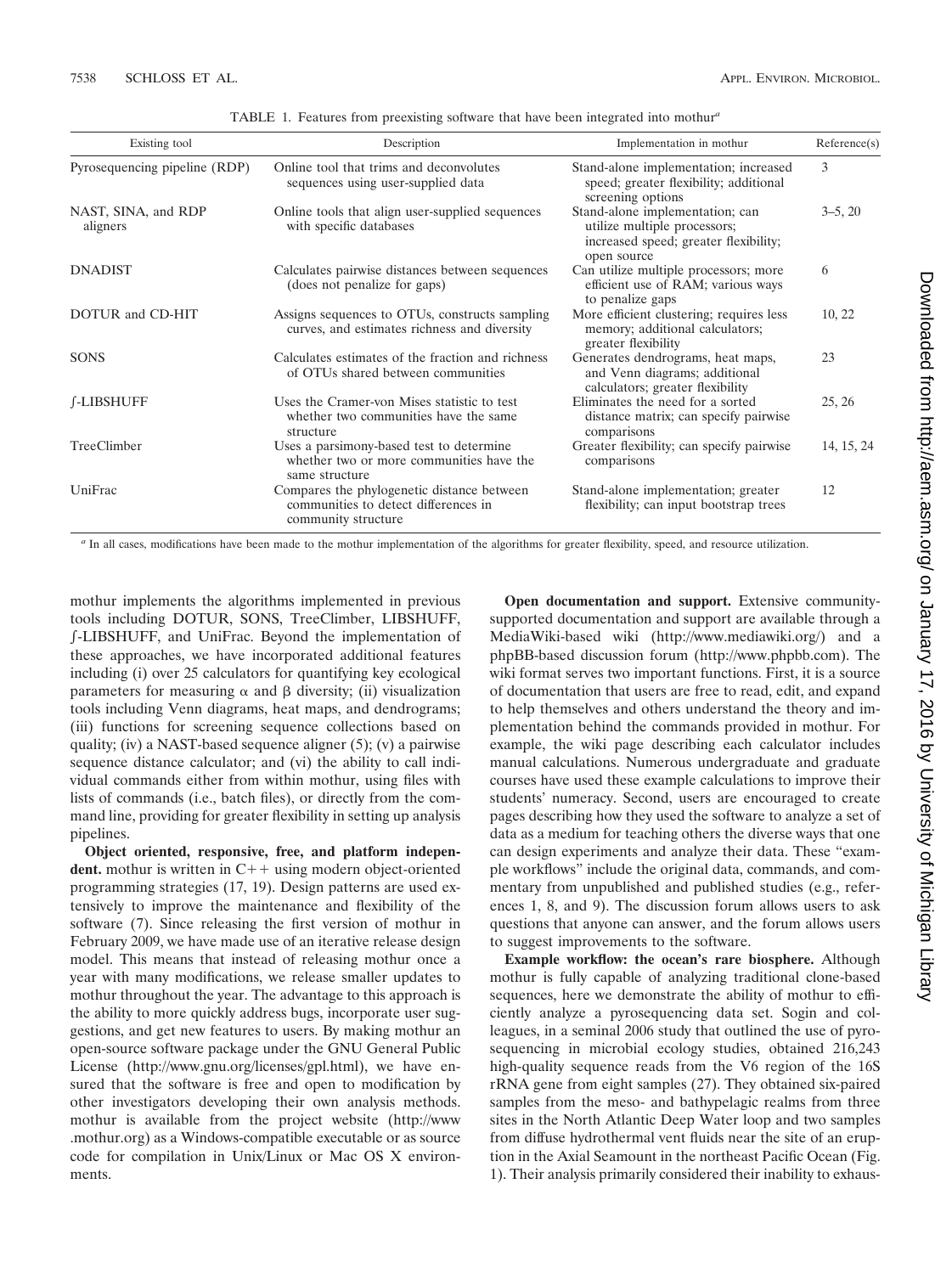TABLE 1. Features from preexisting software that have been integrated into mothur[a]

| Existing tool | Description | Implementation in mothur | Reference(s) |
|---|---|---|---|
| Pyrosequencing pipeline (RDP) | Online tool that trims and deconvolutes sequences using user-supplied data | Stand-alone implementation; increased speed; greater flexibility; additional screening options | 3 |
| NAST, SINA, and RDP aligners | Online tools that align user-supplied sequences with specific databases | Stand-alone implementation; can utilize multiple processors; increased speed; greater flexibility; open source | 3–5, 20 |
| DNADIST | Calculates pairwise distances between sequences (does not penalize for gaps) | Can utilize multiple processors; more efficient use of RAM; various ways to penalize gaps | 6 |
| DOTUR and CD-HIT | Assigns sequences to OTUs, constructs sampling curves, and estimates richness and diversity | More efficient clustering; requires less memory; additional calculators; greater flexibility | 10, 22 |
| SONS | Calculates estimates of the fraction and richness of OTUs shared between communities | Generates dendrograms, heat maps, and Venn diagrams; additional calculators; greater flexibility | 23 |
| ∫-LIBSHUFF | Uses the Cramer-von Mises statistic to test whether two communities have the same structure | Eliminates the need for a sorted distance matrix; can specify pairwise comparisons | 25, 26 |
| TreeClimber | Uses a parsimony-based test to determine whether two or more communities have the same structure | Greater flexibility; can specify pairwise comparisons | 14, 15, 24 |
| UniFrac | Compares the phylogenetic distance between communities to detect differences in community structure | Stand-alone implementation; greater flexibility; can input bootstrap trees | 12 |

[a] In all cases, modifications have been made to the mothur implementation of the algorithms for greater flexibility, speed, and resource utilization.

mothur implements the algorithms implemented in previous tools including DOTUR, SONS, TreeClimber, LIBSHUFF, ∫-LIBSHUFF, and UniFrac. Beyond the implementation of these approaches, we have incorporated additional features including (i) over 25 calculators for quantifying key ecological parameters for measuring $\alpha$ and $\beta$ diversity; (ii) visualization tools including Venn diagrams, heat maps, and dendrograms; (iii) functions for screening sequence collections based on quality; (iv) a NAST-based sequence aligner (5); (v) a pairwise sequence distance calculator; and (vi) the ability to call individual commands either from within mothur, using files with lists of commands (i.e., batch files), or directly from the command line, providing for greater flexibility in setting up analysis pipelines.

**Object oriented, responsive, free, and platform independent.** mothur is written in C++ using modern object-oriented programming strategies (17, 19). Design patterns are used extensively to improve the maintenance and flexibility of the software (7). Since releasing the first version of mothur in February 2009, we have made use of an iterative release design model. This means that instead of releasing mothur once a year with many modifications, we release smaller updates to mothur throughout the year. The advantage to this approach is the ability to more quickly address bugs, incorporate user suggestions, and get new features to users. By making mothur an open-source software package under the GNU General Public License (http://www.gnu.org/licenses/gpl.html), we have ensured that the software is free and open to modification by other investigators developing their own analysis methods. mothur is available from the project website (http://www.mothur.org) as a Windows-compatible executable or as source code for compilation in Unix/Linux or Mac OS X environments.

**Open documentation and support.** Extensive community-supported documentation and support are available through a MediaWiki-based wiki (http://www.mediawiki.org/) and a phpBB-based discussion forum (http://www.phpbb.com). The wiki format serves two important functions. First, it is a source of documentation that users are free to read, edit, and expand to help themselves and others understand the theory and implementation behind the commands provided in mothur. For example, the wiki page describing each calculator includes manual calculations. Numerous undergraduate and graduate courses have used these example calculations to improve their students' numeracy. Second, users are encouraged to create pages describing how they used the software to analyze a set of data as a medium for teaching others the diverse ways that one can design experiments and analyze their data. These "example workflows" include the original data, commands, and commentary from unpublished and published studies (e.g., references 1, 8, and 9). The discussion forum allows users to ask questions that anyone can answer, and the forum allows users to suggest improvements to the software.

**Example workflow: the ocean's rare biosphere.** Although mothur is fully capable of analyzing traditional clone-based sequences, here we demonstrate the ability of mothur to efficiently analyze a pyrosequencing data set. Sogin and colleagues, in a seminal 2006 study that outlined the use of pyrosequencing in microbial ecology studies, obtained 216,243 high-quality sequence reads from the V6 region of the 16S rRNA gene from eight samples (27). They obtained six-paired samples from the meso- and bathypelagic realms from three sites in the North Atlantic Deep Water loop and two samples from diffuse hydrothermal vent fluids near the site of an eruption in the Axial Seamount in the northeast Pacific Ocean (Fig. 1). Their analysis primarily considered their inability to exhaus-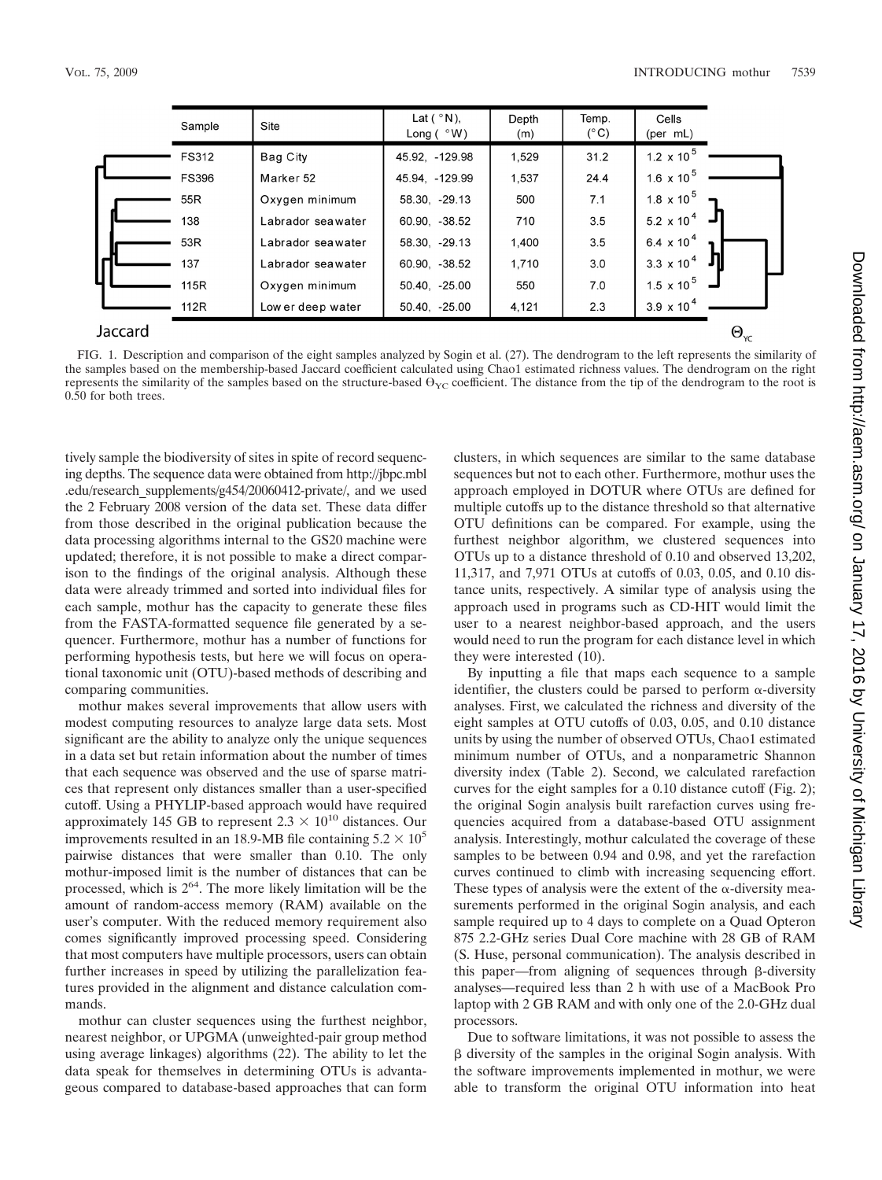| Sample | Site | Lat (°N), Long (°W) | Depth (m) | Temp. (°C) | Cells (per mL) |
|---|---|---|---|---|---|
| FS312 | Bag City | 45.92, -129.98 | 1,529 | 31.2 | $1.2 \times 10^5$ |
| FS396 | Marker 52 | 45.94, -129.99 | 1,537 | 24.4 | $1.6 \times 10^5$ |
| 55R | Oxygen minimum | 58.30, -29.13 | 500 | 7.1 | $1.8 \times 10^5$ |
| 138 | Labrador seawater | 60.90, -38.52 | 710 | 3.5 | $5.2 \times 10^4$ |
| 53R | Labrador seawater | 58.30, -29.13 | 1,400 | 3.5 | $6.4 \times 10^4$ |
| 137 | Labrador seawater | 60.90, -38.52 | 1,710 | 3.0 | $3.3 \times 10^4$ |
| 115R | Oxygen minimum | 50.40, -25.00 | 550 | 7.0 | $1.5 \times 10^5$ |
| 112R | Lower deep water | 50.40, -25.00 | 4,121 | 2.3 | $3.9 \times 10^4$ |

Jaccard $\Theta_{YC}$

FIG. 1. Description and comparison of the eight samples analyzed by Sogin et al. (27). The dendrogram to the left represents the similarity of the samples based on the membership-based Jaccard coefficient calculated using Chao1 estimated richness values. The dendrogram on the right represents the similarity of the samples based on the structure-based $\Theta_{YC}$ coefficient. The distance from the tip of the dendrogram to the root is 0.50 for both trees.

tively sample the biodiversity of sites in spite of record sequencing depths. The sequence data were obtained from http://jbpc.mbl.edu/research_supplements/g454/20060412-private/, and we used the 2 February 2008 version of the data set. These data differ from those described in the original publication because the data processing algorithms internal to the GS20 machine were updated; therefore, it is not possible to make a direct comparison to the findings of the original analysis. Although these data were already trimmed and sorted into individual files for each sample, mothur has the capacity to generate these files from the FASTA-formatted sequence file generated by a sequencer. Furthermore, mothur has a number of functions for performing hypothesis tests, but here we will focus on operational taxonomic unit (OTU)-based methods of describing and comparing communities.

mothur makes several improvements that allow users with modest computing resources to analyze large data sets. Most significant are the ability to analyze only the unique sequences in a data set but retain information about the number of times that each sequence was observed and the use of sparse matrices that represent only distances smaller than a user-specified cutoff. Using a PHYLIP-based approach would have required approximately 145 GB to represent $2.3 \times 10^{10}$ distances. Our improvements resulted in an 18.9-MB file containing $5.2 \times 10^5$ pairwise distances that were smaller than 0.10. The only mothur-imposed limit is the number of distances that can be processed, which is $2^{64}$. The more likely limitation will be the amount of random-access memory (RAM) available on the user's computer. With the reduced memory requirement also comes significantly improved processing speed. Considering that most computers have multiple processors, users can obtain further increases in speed by utilizing the parallelization features provided in the alignment and distance calculation commands.

mothur can cluster sequences using the furthest neighbor, nearest neighbor, or UPGMA (unweighted-pair group method using average linkages) algorithms (22). The ability to let the data speak for themselves in determining OTUs is advantageous compared to database-based approaches that can form clusters, in which sequences are similar to the same database sequences but not to each other. Furthermore, mothur uses the approach employed in DOTUR where OTUs are defined for multiple cutoffs up to the distance threshold so that alternative OTU definitions can be compared. For example, using the furthest neighbor algorithm, we clustered sequences into OTUs up to a distance threshold of 0.10 and observed 13,202, 11,317, and 7,971 OTUs at cutoffs of 0.03, 0.05, and 0.10 distance units, respectively. A similar type of analysis using the approach used in programs such as CD-HIT would limit the user to a nearest neighbor-based approach, and the users would need to run the program for each distance level in which they were interested (10).

By inputting a file that maps each sequence to a sample identifier, the clusters could be parsed to perform α-diversity analyses. First, we calculated the richness and diversity of the eight samples at OTU cutoffs of 0.03, 0.05, and 0.10 distance units by using the number of observed OTUs, Chao1 estimated minimum number of OTUs, and a nonparametric Shannon diversity index (Table 2). Second, we calculated rarefaction curves for the eight samples for a 0.10 distance cutoff (Fig. 2); the original Sogin analysis built rarefaction curves using frequencies acquired from a database-based OTU assignment analysis. Interestingly, mothur calculated the coverage of these samples to be between 0.94 and 0.98, and yet the rarefaction curves continued to climb with increasing sequencing effort. These types of analysis were the extent of the α-diversity measurements performed in the original Sogin analysis, and each sample required up to 4 days to complete on a Quad Opteron 875 2.2-GHz series Dual Core machine with 28 GB of RAM (S. Huse, personal communication). The analysis described in this paper—from aligning of sequences through β-diversity analyses—required less than 2 h with use of a MacBook Pro laptop with 2 GB RAM and with only one of the 2.0-GHz dual processors.

Due to software limitations, it was not possible to assess the β diversity of the samples in the original Sogin analysis. With the software improvements implemented in mothur, we were able to transform the original OTU information into heat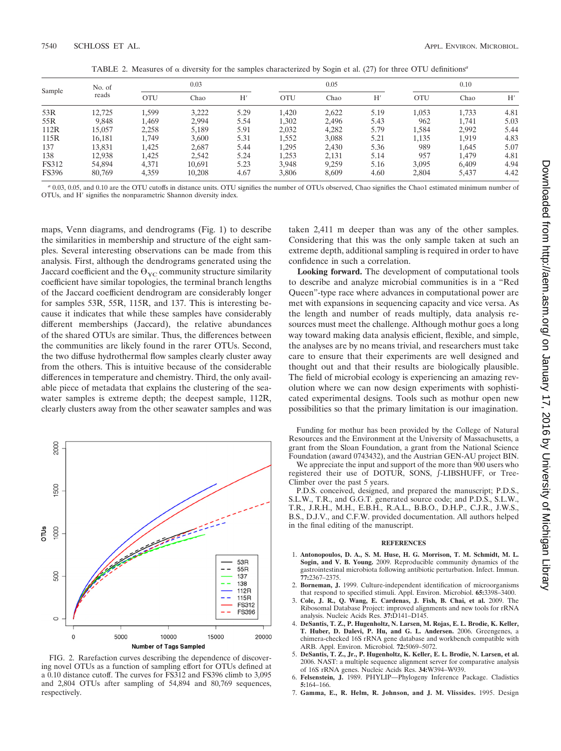TABLE 2. Measures of α diversity for the samples characterized by Sogin et al. (27) for three OTU definitions[a]

| Sample | No. of reads | 0.03 | | | 0.05 | | | 0.10 | | |
|---|---|---|---|---|---|---|---|---|---|---|
| | | OTU | Chao | H′ | OTU | Chao | H′ | OTU | Chao | H′ |
| 53R | 12,725 | 1,599 | 3,222 | 5.29 | 1,420 | 2,622 | 5.19 | 1,053 | 1,733 | 4.81 |
| 55R | 9,848 | 1,469 | 2,994 | 5.54 | 1,302 | 2,496 | 5.43 | 962 | 1,741 | 5.03 |
| 112R | 15,057 | 2,258 | 5,189 | 5.91 | 2,032 | 4,282 | 5.79 | 1,584 | 2,992 | 5.44 |
| 115R | 16,181 | 1,749 | 3,600 | 5.31 | 1,552 | 3,088 | 5.21 | 1,135 | 1,919 | 4.83 |
| 137 | 13,831 | 1,425 | 2,687 | 5.44 | 1,295 | 2,430 | 5.36 | 989 | 1,645 | 5.07 |
| 138 | 12,938 | 1,425 | 2,542 | 5.24 | 1,253 | 2,131 | 5.14 | 957 | 1,479 | 4.81 |
| FS312 | 54,894 | 4,371 | 10,691 | 5.23 | 3,948 | 9,259 | 5.16 | 3,095 | 6,409 | 4.94 |
| FS396 | 80,769 | 4,359 | 10,208 | 4.67 | 3,806 | 8,609 | 4.60 | 2,804 | 5,437 | 4.42 |

[a] 0.03, 0.05, and 0.10 are the OTU cutoffs in distance units. OTU signifies the number of OTUs observed, Chao signifies the Chao1 estimated minimum number of OTUs, and H′ signifies the nonparametric Shannon diversity index.

maps, Venn diagrams, and dendrograms (Fig. 1) to describe the similarities in membership and structure of the eight samples. Several interesting observations can be made from this analysis. First, although the dendrograms generated using the Jaccard coefficient and the $\Theta_{YC}$ community structure similarity coefficient have similar topologies, the terminal branch lengths of the Jaccard coefficient dendrogram are considerably longer for samples 53R, 55R, 115R, and 137. This is interesting because it indicates that while these samples have considerably different memberships (Jaccard), the relative abundances of the shared OTUs are similar. Thus, the differences between the communities are likely found in the rarer OTUs. Second, the two diffuse hydrothermal flow samples clearly cluster away from the others. This is intuitive because of the considerable differences in temperature and chemistry. Third, the only available piece of metadata that explains the clustering of the seawater samples is extreme depth; the deepest sample, 112R, clearly clusters away from the other seawater samples and was taken 2,411 m deeper than was any of the other samples. Considering that this was the only sample taken at such an extreme depth, additional sampling is required in order to have confidence in such a correlation.

**Looking forward.** The development of computational tools to describe and analyze microbial communities is in a "Red Queen"-type race where advances in computational power are met with expansions in sequencing capacity and vice versa. As the length and number of reads multiply, data analysis resources must meet the challenge. Although mothur goes a long way toward making data analysis efficient, flexible, and simple, the analyses are by no means trivial, and researchers must take care to ensure that their experiments are well designed and thought out and that their results are biologically plausible. The field of microbial ecology is experiencing an amazing revolution where we can now design experiments with sophisticated experimental designs. Tools such as mothur open new possibilities so that the primary limitation is our imagination.

FIG. 2. Rarefaction curves describing the dependence of discovering novel OTUs as a function of sampling effort for OTUs defined at a 0.10 distance cutoff. The curves for FS312 and FS396 climb to 3,095 and 2,804 OTUs after sampling of 54,894 and 80,769 sequences, respectively.

Funding for mothur has been provided by the College of Natural Resources and the Environment at the University of Massachusetts, a grant from the Sloan Foundation, a grant from the National Science Foundation (award 0743432), and the Austrian GEN-AU project BIN.

We appreciate the input and support of the more than 900 users who registered their use of DOTUR, SONS, ∫-LIBSHUFF, or TreeClimber over the past 5 years.

P.D.S. conceived, designed, and prepared the manuscript; P.D.S., S.L.W., T.R., and G.G.T. generated source code; and P.D.S., S.L.W., T.R., J.R.H., M.H., E.B.H., R.A.L., B.B.O., D.H.P., C.J.R., J.W.S., B.S., D.J.V., and C.F.W. provided documentation. All authors helped in the final editing of the manuscript.

## REFERENCES

1. **Antonopoulos, D. A., S. M. Huse, H. G. Morrison, T. M. Schmidt, M. L. Sogin, and V. B. Young.** 2009. Reproducible community dynamics of the gastrointestinal microbiota following antibiotic perturbation. Infect. Immun. **77:**2367–2375.
2. **Borneman, J.** 1999. Culture-independent identification of microorganisms that respond to specified stimuli. Appl. Environ. Microbiol. **65:**3398–3400.
3. **Cole, J. R., Q. Wang, E. Cardenas, J. Fish, B. Chai, et al.** 2009. The Ribosomal Database Project: improved alignments and new tools for rRNA analysis. Nucleic Acids Res. **37:**D141–D145.
4. **DeSantis, T. Z., P. Hugenholtz, N. Larsen, M. Rojas, E. L. Brodie, K. Keller, T. Huber, D. Dalevi, P. Hu, and G. L. Andersen.** 2006. Greengenes, a chimera-checked 16S rRNA gene database and workbench compatible with ARB. Appl. Environ. Microbiol. **72:**5069–5072.
5. **DeSantis, T. Z., Jr., P. Hugenholtz, K. Keller, E. L. Brodie, N. Larsen, et al.** 2006. NAST: a multiple sequence alignment server for comparative analysis of 16S rRNA genes. Nucleic Acids Res. **34:**W394–W939.
6. **Felsenstein, J.** 1989. PHYLIP—Phylogeny Inference Package. Cladistics **5:**164–166.
7. **Gamma, E., R. Helm, R. Johnson, and J. M. Vlissides.** 1995. Design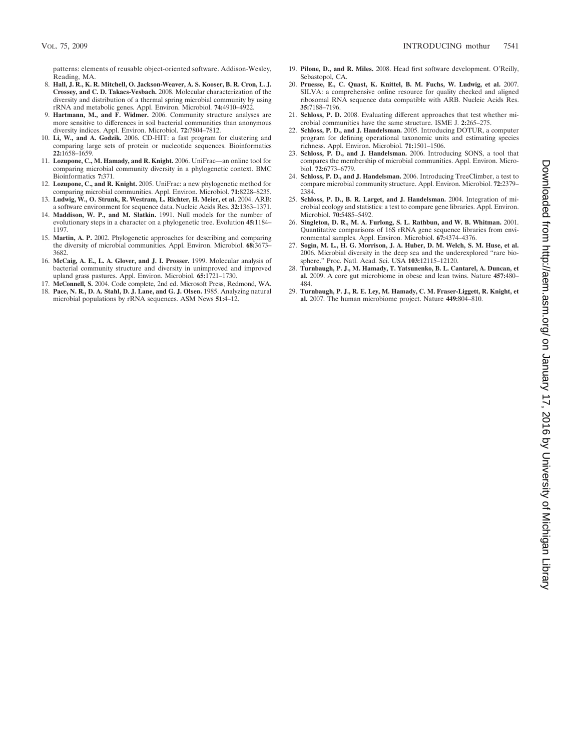patterns: elements of reusable object-oriented software. Addison-Wesley, Reading, MA.

8. **Hall, J. R., K. R. Mitchell, O. Jackson-Weaver, A. S. Kooser, B. R. Cron, L. J. Crossey, and C. D. Takacs-Vesbach.** 2008. Molecular characterization of the diversity and distribution of a thermal spring microbial community by using rRNA and metabolic genes. Appl. Environ. Microbiol. **74:**4910–4922.
9. **Hartmann, M., and F. Widmer.** 2006. Community structure analyses are more sensitive to differences in soil bacterial communities than anonymous diversity indices. Appl. Environ. Microbiol. **72:**7804–7812.
10. **Li, W., and A. Godzik.** 2006. CD-HIT: a fast program for clustering and comparing large sets of protein or nucleotide sequences. Bioinformatics **22:**1658–1659.
11. **Lozupone, C., M. Hamady, and R. Knight.** 2006. UniFrac—an online tool for comparing microbial community diversity in a phylogenetic context. BMC Bioinformatics **7:**371.
12. **Lozupone, C., and R. Knight.** 2005. UniFrac: a new phylogenetic method for comparing microbial communities. Appl. Environ. Microbiol. **71:**8228–8235.
13. **Ludwig, W., O. Strunk, R. Westram, L. Richter, H. Meier, et al.** 2004. ARB: a software environment for sequence data. Nucleic Acids Res. **32:**1363–1371.
14. **Maddison, W. P., and M. Slatkin.** 1991. Null models for the number of evolutionary steps in a character on a phylogenetic tree. Evolution **45:**1184–1197.
15. **Martin, A. P.** 2002. Phylogenetic approaches for describing and comparing the diversity of microbial communities. Appl. Environ. Microbiol. **68:**3673–3682.
16. **McCaig, A. E., L. A. Glover, and J. I. Prosser.** 1999. Molecular analysis of bacterial community structure and diversity in unimproved and improved upland grass pastures. Appl. Environ. Microbiol. **65:**1721–1730.
17. **McConnell, S.** 2004. Code complete, 2nd ed. Microsoft Press, Redmond, WA.
18. **Pace, N. R., D. A. Stahl, D. J. Lane, and G. J. Olsen.** 1985. Analyzing natural microbial populations by rRNA sequences. ASM News **51:**4–12.
19. **Pilone, D., and R. Miles.** 2008. Head first software development. O'Reilly, Sebastopol, CA.
20. **Pruesse, E., C. Quast, K. Knittel, B. M. Fuchs, W. Ludwig, et al.** 2007. SILVA: a comprehensive online resource for quality checked and aligned ribosomal RNA sequence data compatible with ARB. Nucleic Acids Res. **35:**7188–7196.
21. **Schloss, P. D.** 2008. Evaluating different approaches that test whether microbial communities have the same structure. ISME J. **2:**265–275.
22. **Schloss, P. D., and J. Handelsman.** 2005. Introducing DOTUR, a computer program for defining operational taxonomic units and estimating species richness. Appl. Environ. Microbiol. **71:**1501–1506.
23. **Schloss, P. D., and J. Handelsman.** 2006. Introducing SONS, a tool that compares the membership of microbial communities. Appl. Environ. Microbiol. **72:**6773–6779.
24. **Schloss, P. D., and J. Handelsman.** 2006. Introducing TreeClimber, a test to compare microbial community structure. Appl. Environ. Microbiol. **72:**2379–2384.
25. **Schloss, P. D., B. R. Larget, and J. Handelsman.** 2004. Integration of microbial ecology and statistics: a test to compare gene libraries. Appl. Environ. Microbiol. **70:**5485–5492.
26. **Singleton, D. R., M. A. Furlong, S. L. Rathbun, and W. B. Whitman.** 2001. Quantitative comparisons of 16S rRNA gene sequence libraries from environmental samples. Appl. Environ. Microbiol. **67:**4374–4376.
27. **Sogin, M. L., H. G. Morrison, J. A. Huber, D. M. Welch, S. M. Huse, et al.** 2006. Microbial diversity in the deep sea and the underexplored "rare biosphere." Proc. Natl. Acad. Sci. USA **103:**12115–12120.
28. **Turnbaugh, P. J., M. Hamady, T. Yatsunenko, B. L. Cantarel, A. Duncan, et al.** 2009. A core gut microbiome in obese and lean twins. Nature **457:**480–484.
29. **Turnbaugh, P. J., R. E. Ley, M. Hamady, C. M. Fraser-Liggett, R. Knight, et al.** 2007. The human microbiome project. Nature **449:**804–810.